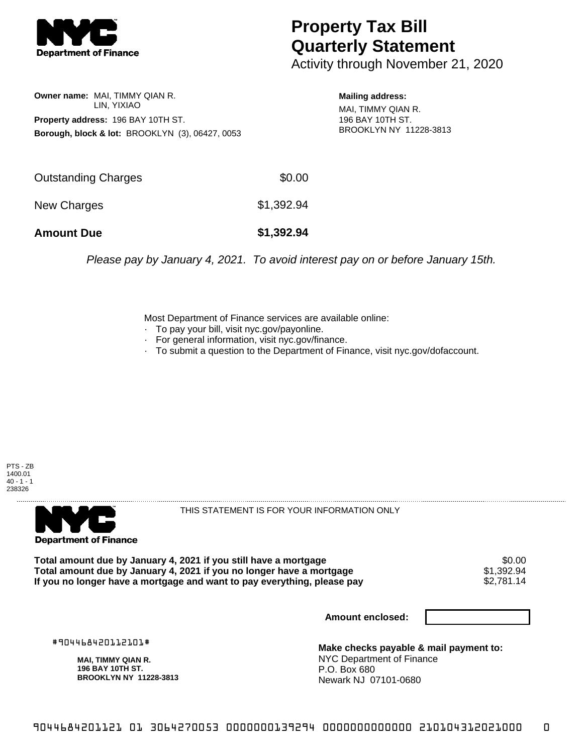# Property Tax Bill Quarterly Statement

Activity through November 21, 2020

**Owner name:** MAI, TIMMY QIAN R.
LIN, YIXIAO

**Property address:** 196 BAY 10TH ST.

**Borough, block & lot:** BROOKLYN (3), 06427, 0053

**Mailing address:**
MAI, TIMMY QIAN R.
196 BAY 10TH ST.
BROOKLYN NY 11228-3813

| | |
|---|---|
| Outstanding Charges | $0.00 |
| New Charges | $1,392.94 |
| **Amount Due** | **$1,392.94** |

*Please pay by January 4, 2021. To avoid interest pay on or before January 15th.*

Most Department of Finance services are available online:

- To pay your bill, visit nyc.gov/payonline.
- For general information, visit nyc.gov/finance.
- To submit a question to the Department of Finance, visit nyc.gov/dofaccount.

PTS - ZB
1400.01
40 - 1 - 1
238326

THIS STATEMENT IS FOR YOUR INFORMATION ONLY

| | |
|---|---|
| **Total amount due by January 4, 2021 if you still have a mortgage** | $0.00 |
| **Total amount due by January 4, 2021 if you no longer have a mortgage** | $1,392.94 |
| **If you no longer have a mortgage and want to pay everything, please pay** | $2,781.14 |

**Amount enclosed:**

#904468420112101#

**MAI, TIMMY QIAN R.**
**196 BAY 10TH ST.**
**BROOKLYN NY 11228-3813**

**Make checks payable & mail payment to:**
NYC Department of Finance
P.O. Box 680
Newark NJ 07101-0680

9044684201121 01 3064270053 0000000139294 0000000000000 210104312021000 0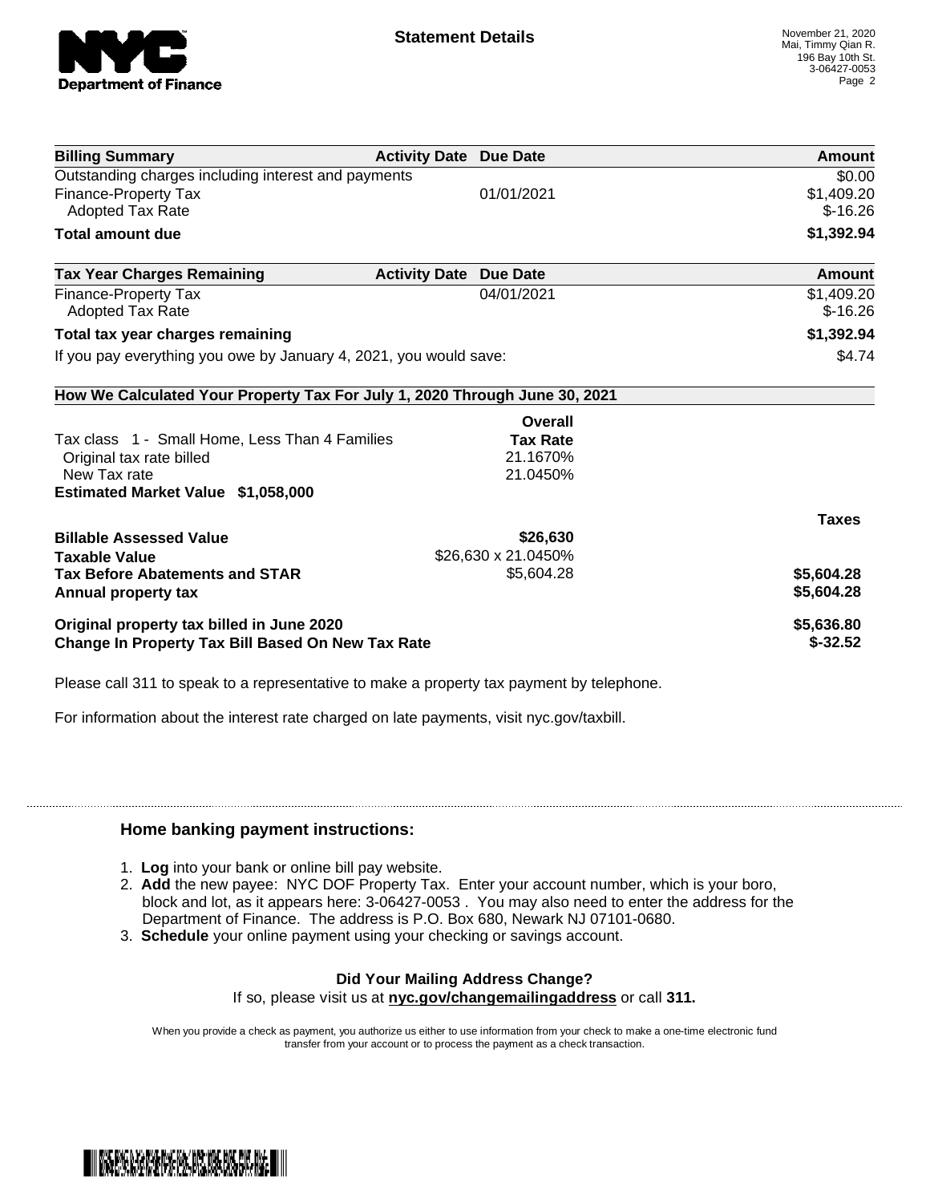## Statement Details

November 21, 2020
Mai, Timmy Qian R.
196 Bay 10th St.
3-06427-0053

| Billing Summary | Activity Date | Due Date | Amount |
| --- | --- | --- | --- |
| Outstanding charges including interest and payments | | | $0.00 |
| Finance-Property Tax | | 01/01/2021 | $1,409.20 |
| Adopted Tax Rate | | | $-16.26 |
| **Total amount due** | | | **$1,392.94** |

| Tax Year Charges Remaining | Activity Date | Due Date | Amount |
| --- | --- | --- | --- |
| Finance-Property Tax | | 04/01/2021 | $1,409.20 |
| Adopted Tax Rate | | | $-16.26 |
| **Total tax year charges remaining** | | | **$1,392.94** |
| If you pay everything you owe by January 4, 2021, you would save: | | | $4.74 |

### How We Calculated Your Property Tax For July 1, 2020 Through June 30, 2021

| | Overall Tax Rate | |
| --- | --- | --- |
| Tax class 1 - Small Home, Less Than 4 Families | | |
| Original tax rate billed | 21.1670% | |
| New Tax rate | 21.0450% | |
| **Estimated Market Value $1,058,000** | | |
| | | **Taxes** |
| **Billable Assessed Value** | **$26,630** | |
| **Taxable Value** | $26,630 x 21.0450% | |
| **Tax Before Abatements and STAR** | $5,604.28 | **$5,604.28** |
| **Annual property tax** | | **$5,604.28** |
| **Original property tax billed in June 2020** | | **$5,636.80** |
| **Change In Property Tax Bill Based On New Tax Rate** | | **$-32.52** |

Please call 311 to speak to a representative to make a property tax payment by telephone.

For information about the interest rate charged on late payments, visit nyc.gov/taxbill.

### Home banking payment instructions:

1. **Log** into your bank or online bill pay website.
2. **Add** the new payee: NYC DOF Property Tax. Enter your account number, which is your boro, block and lot, as it appears here: 3-06427-0053 . You may also need to enter the address for the Department of Finance. The address is P.O. Box 680, Newark NJ 07101-0680.
3. **Schedule** your online payment using your checking or savings account.

**Did Your Mailing Address Change?**

If so, please visit us at **nyc.gov/changemailingaddress** or call **311.**

When you provide a check as payment, you authorize us either to use information from your check to make a one-time electronic fund transfer from your account or to process the payment as a check transaction.